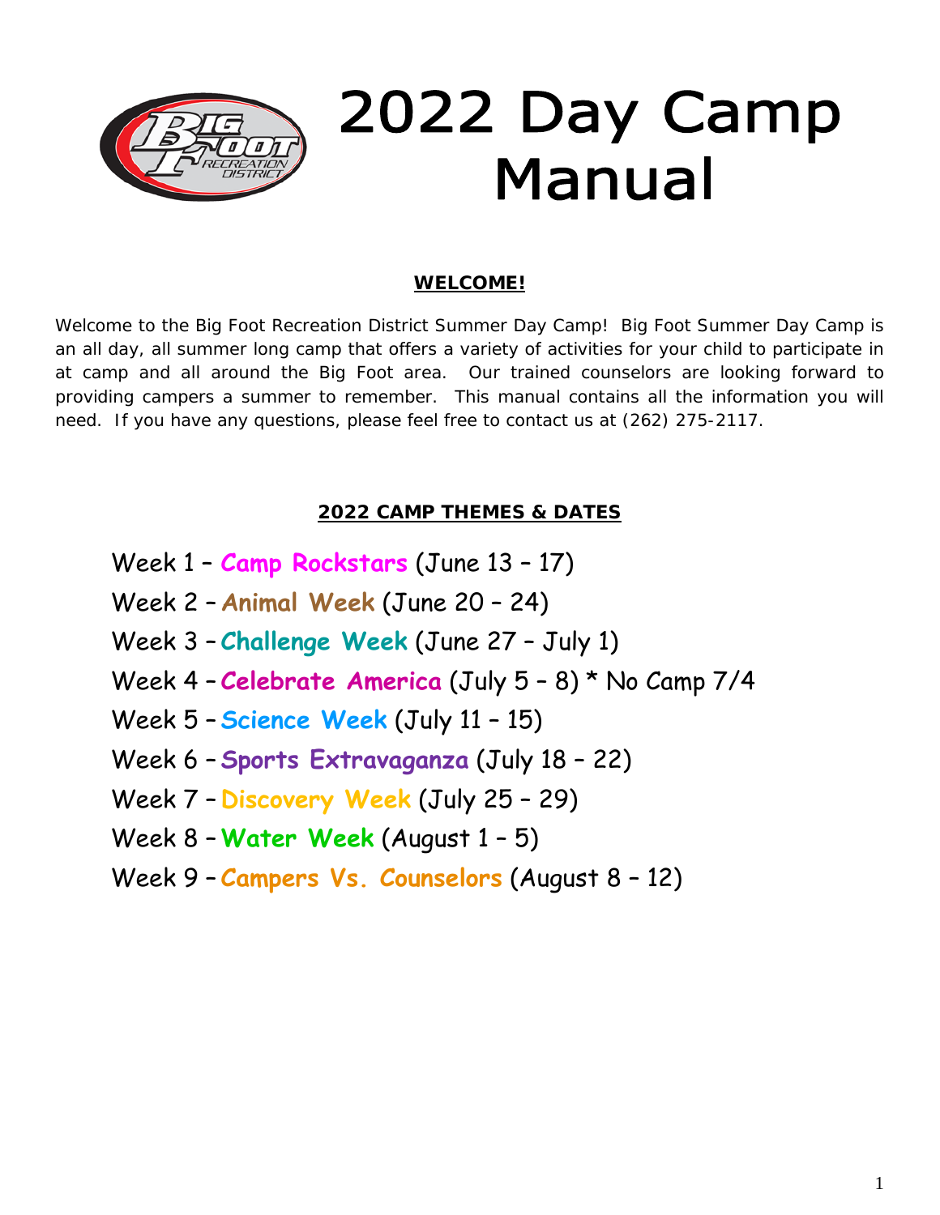# 2022 Day Camp Manual

## WELCOME!

Welcome to the Big Foot Recreation District Summer Day Camp! Big Foot Summer Day Camp is an all day, all summer long camp that offers a variety of activities for your child to participate in at camp and all around the Big Foot area. Our trained counselors are looking forward to providing campers a summer to remember. This manual contains all the information you will need. If you have any questions, please feel free to contact us at (262) 275-2117.

## 2022 CAMP THEMES & DATES

Week 1 – **Camp Rockstars** (June 13 – 17)

Week 2 – **Animal Week** (June 20 – 24)

Week 3 – **Challenge Week** (June 27 – July 1)

Week 4 – **Celebrate America** (July 5 – 8) * No Camp 7/4

Week 5 – **Science Week** (July 11 – 15)

Week 6 – **Sports Extravaganza** (July 18 – 22)

Week 7 – **Discovery Week** (July 25 – 29)

Week 8 – **Water Week** (August 1 – 5)

Week 9 – **Campers Vs. Counselors** (August 8 – 12)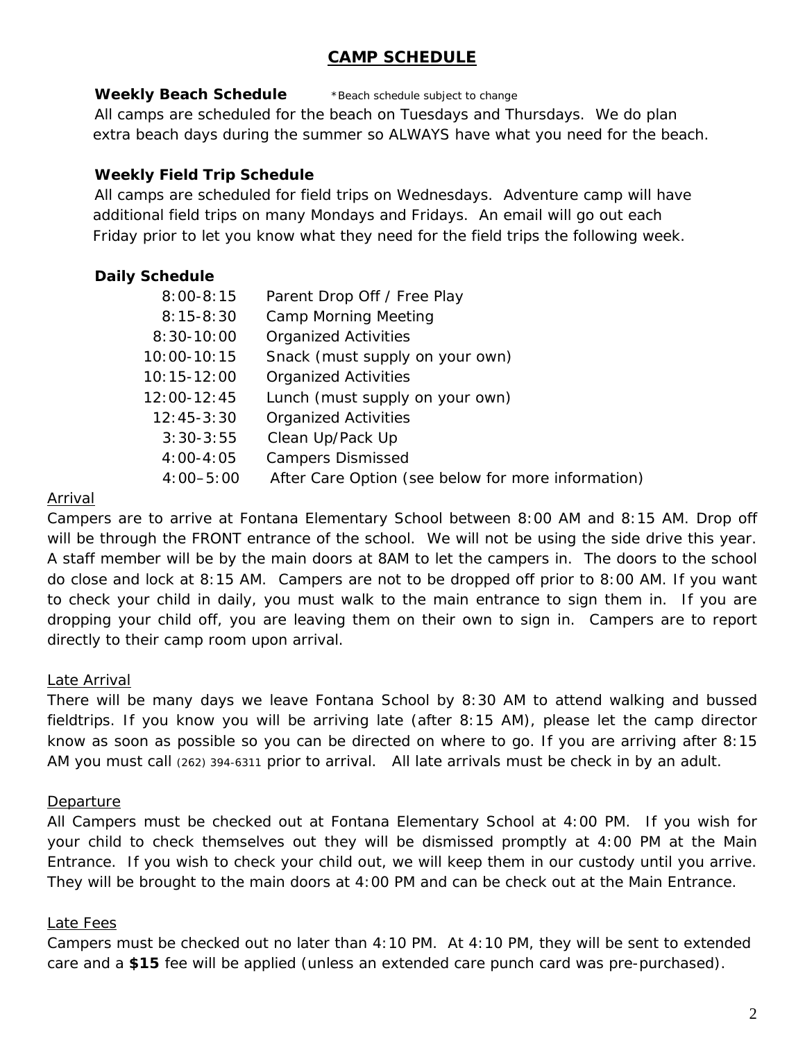## CAMP SCHEDULE

**Weekly Beach Schedule** *Beach schedule subject to change

All camps are scheduled for the beach on Tuesdays and Thursdays. We do plan extra beach days during the summer so ALWAYS have what you need for the beach.

**Weekly Field Trip Schedule**

All camps are scheduled for field trips on Wednesdays. Adventure camp will have additional field trips on many Mondays and Fridays. An email will go out each Friday prior to let you know what they need for the field trips the following week.

**Daily Schedule**

| | |
|---|---|
| 8:00-8:15 | Parent Drop Off / Free Play |
| 8:15-8:30 | Camp Morning Meeting |
| 8:30-10:00 | Organized Activities |
| 10:00-10:15 | Snack (must supply on your own) |
| 10:15-12:00 | Organized Activities |
| 12:00-12:45 | Lunch (must supply on your own) |
| 12:45-3:30 | Organized Activities |
| 3:30-3:55 | Clean Up/Pack Up |
| 4:00-4:05 | Campers Dismissed |
| 4:00–5:00 | After Care Option (see below for more information) |

<u>Arrival</u>

Campers are to arrive at Fontana Elementary School between 8:00 AM and 8:15 AM. Drop off will be through the FRONT entrance of the school. We will not be using the side drive this year. A staff member will be by the main doors at 8AM to let the campers in. The doors to the school do close and lock at 8:15 AM. Campers are not to be dropped off prior to 8:00 AM. If you want to check your child in daily, you must walk to the main entrance to sign them in. If you are dropping your child off, you are leaving them on their own to sign in. Campers are to report directly to their camp room upon arrival.

<u>Late Arrival</u>

There will be many days we leave Fontana School by 8:30 AM to attend walking and bussed fieldtrips. If you know you will be arriving late (after 8:15 AM), please let the camp director know as soon as possible so you can be directed on where to go. If you are arriving after 8:15 AM you must call (262) 394-6311 prior to arrival. All late arrivals must be check in by an adult.

<u>Departure</u>

All Campers must be checked out at Fontana Elementary School at 4:00 PM. If you wish for your child to check themselves out they will be dismissed promptly at 4:00 PM at the Main Entrance. If you wish to check your child out, we will keep them in our custody until you arrive. They will be brought to the main doors at 4:00 PM and can be check out at the Main Entrance.

<u>Late Fees</u>

Campers must be checked out no later than 4:10 PM. At 4:10 PM, they will be sent to extended care and a **$15** fee will be applied (unless an extended care punch card was pre-purchased).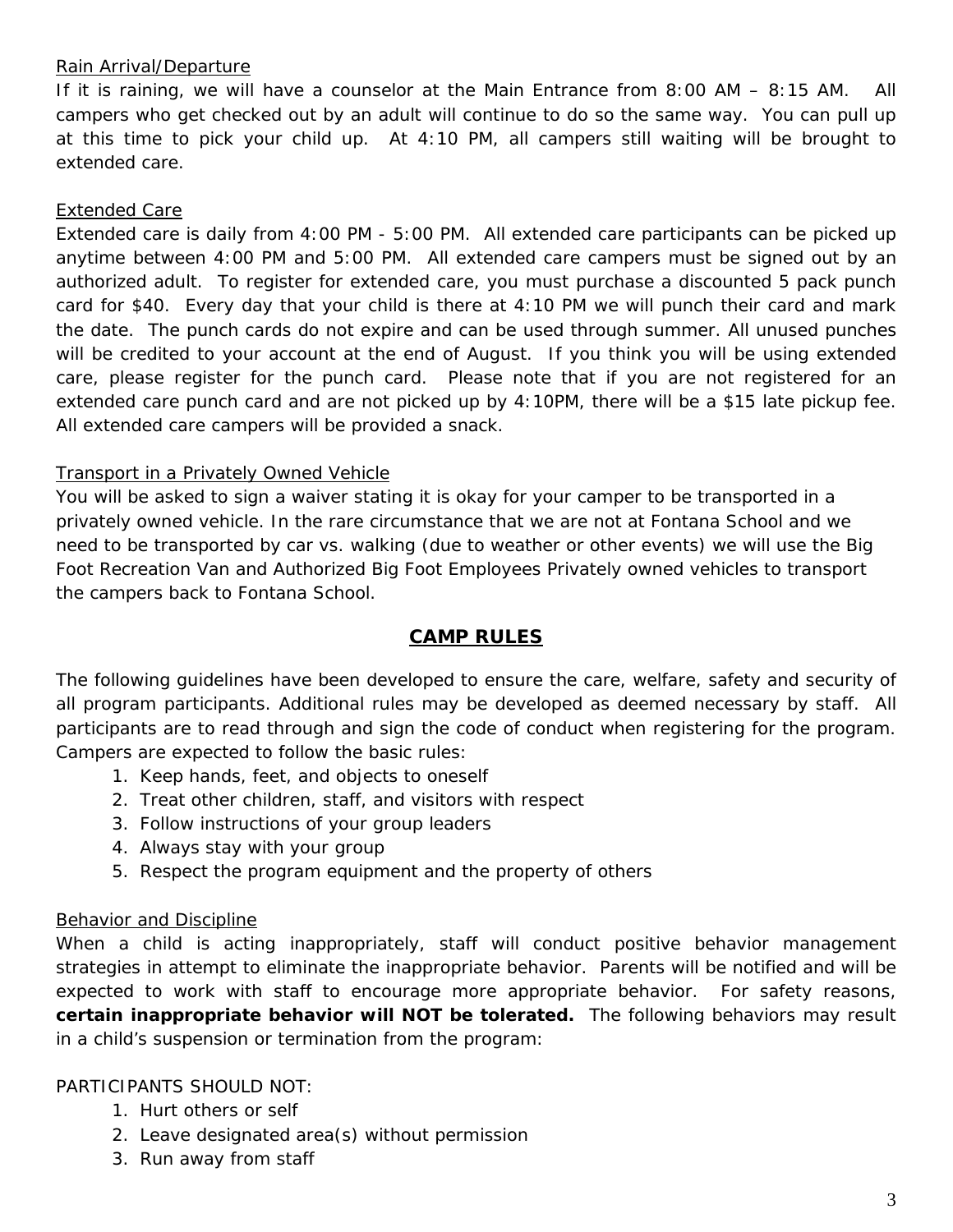Rain Arrival/Departure

If it is raining, we will have a counselor at the Main Entrance from 8:00 AM – 8:15 AM. All campers who get checked out by an adult will continue to do so the same way. You can pull up at this time to pick your child up. At 4:10 PM, all campers still waiting will be brought to extended care.

Extended Care

Extended care is daily from 4:00 PM - 5:00 PM. All extended care participants can be picked up anytime between 4:00 PM and 5:00 PM. All extended care campers must be signed out by an authorized adult. To register for extended care, you must purchase a discounted 5 pack punch card for $40. Every day that your child is there at 4:10 PM we will punch their card and mark the date. The punch cards do not expire and can be used through summer. All unused punches will be credited to your account at the end of August. If you think you will be using extended care, please register for the punch card. Please note that if you are not registered for an extended care punch card and are not picked up by 4:10PM, there will be a $15 late pickup fee. All extended care campers will be provided a snack.

Transport in a Privately Owned Vehicle

You will be asked to sign a waiver stating it is okay for your camper to be transported in a privately owned vehicle. In the rare circumstance that we are not at Fontana School and we need to be transported by car vs. walking (due to weather or other events) we will use the Big Foot Recreation Van and Authorized Big Foot Employees Privately owned vehicles to transport the campers back to Fontana School.

## CAMP RULES

The following guidelines have been developed to ensure the care, welfare, safety and security of all program participants. Additional rules may be developed as deemed necessary by staff. All participants are to read through and sign the code of conduct when registering for the program. Campers are expected to follow the basic rules:

1. Keep hands, feet, and objects to oneself
2. Treat other children, staff, and visitors with respect
3. Follow instructions of your group leaders
4. Always stay with your group
5. Respect the program equipment and the property of others

Behavior and Discipline

When a child is acting inappropriately, staff will conduct positive behavior management strategies in attempt to eliminate the inappropriate behavior. Parents will be notified and will be expected to work with staff to encourage more appropriate behavior. For safety reasons, **certain inappropriate behavior will NOT be tolerated.** The following behaviors may result in a child's suspension or termination from the program:

PARTICIPANTS SHOULD NOT:

1. Hurt others or self
2. Leave designated area(s) without permission
3. Run away from staff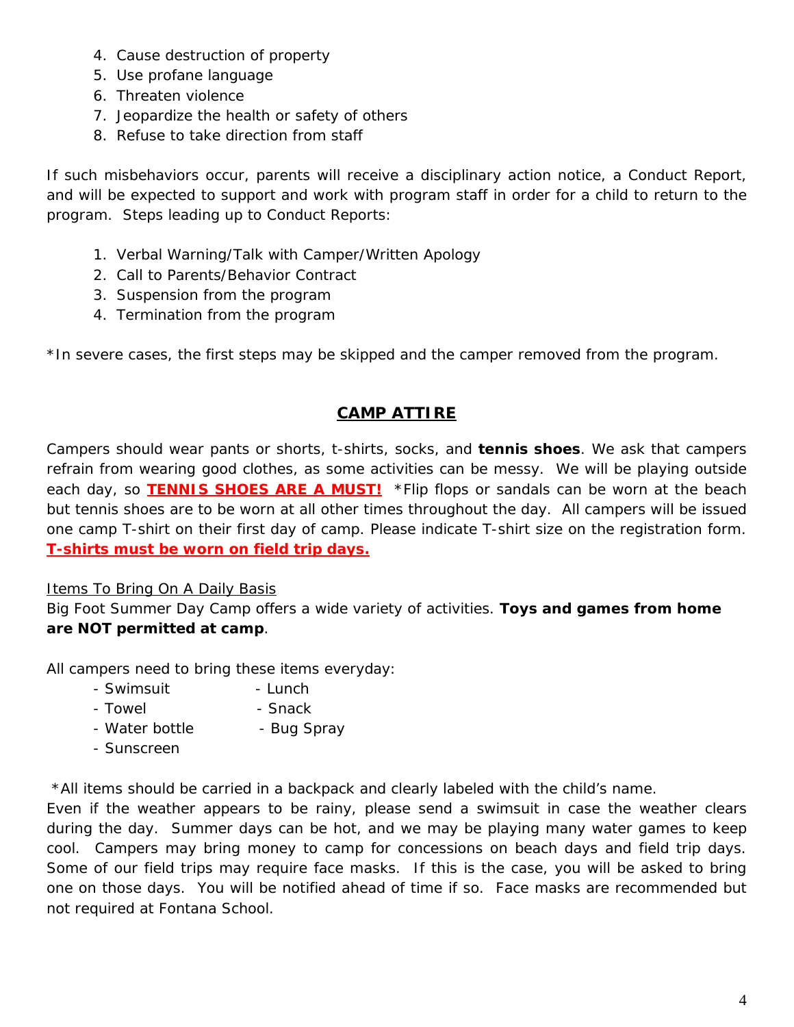4. Cause destruction of property
5. Use profane language
6. Threaten violence
7. Jeopardize the health or safety of others
8. Refuse to take direction from staff

If such misbehaviors occur, parents will receive a disciplinary action notice, a Conduct Report, and will be expected to support and work with program staff in order for a child to return to the program. Steps leading up to Conduct Reports:

1. Verbal Warning/Talk with Camper/Written Apology
2. Call to Parents/Behavior Contract
3. Suspension from the program
4. Termination from the program

*In severe cases, the first steps may be skipped and the camper removed from the program.

## CAMP ATTIRE

Campers should wear pants or shorts, t-shirts, socks, and **tennis shoes**. We ask that campers refrain from wearing good clothes, as some activities can be messy. We will be playing outside each day, so **TENNIS SHOES ARE A MUST!** *Flip flops or sandals can be worn at the beach but tennis shoes are to be worn at all other times throughout the day. All campers will be issued one camp T-shirt on their first day of camp. Please indicate T-shirt size on the registration form. **T-shirts must be worn on field trip days.**

Items To Bring On A Daily Basis

Big Foot Summer Day Camp offers a wide variety of activities. **Toys and games from home are NOT permitted at camp**.

All campers need to bring these items everyday:

- Swimsuit
- Towel
- Water bottle
- Sunscreen
- Lunch
- Snack
- Bug Spray

*All items should be carried in a backpack and clearly labeled with the child's name.
Even if the weather appears to be rainy, please send a swimsuit in case the weather clears during the day. Summer days can be hot, and we may be playing many water games to keep cool. Campers may bring money to camp for concessions on beach days and field trip days. Some of our field trips may require face masks. If this is the case, you will be asked to bring one on those days. You will be notified ahead of time if so. Face masks are recommended but not required at Fontana School.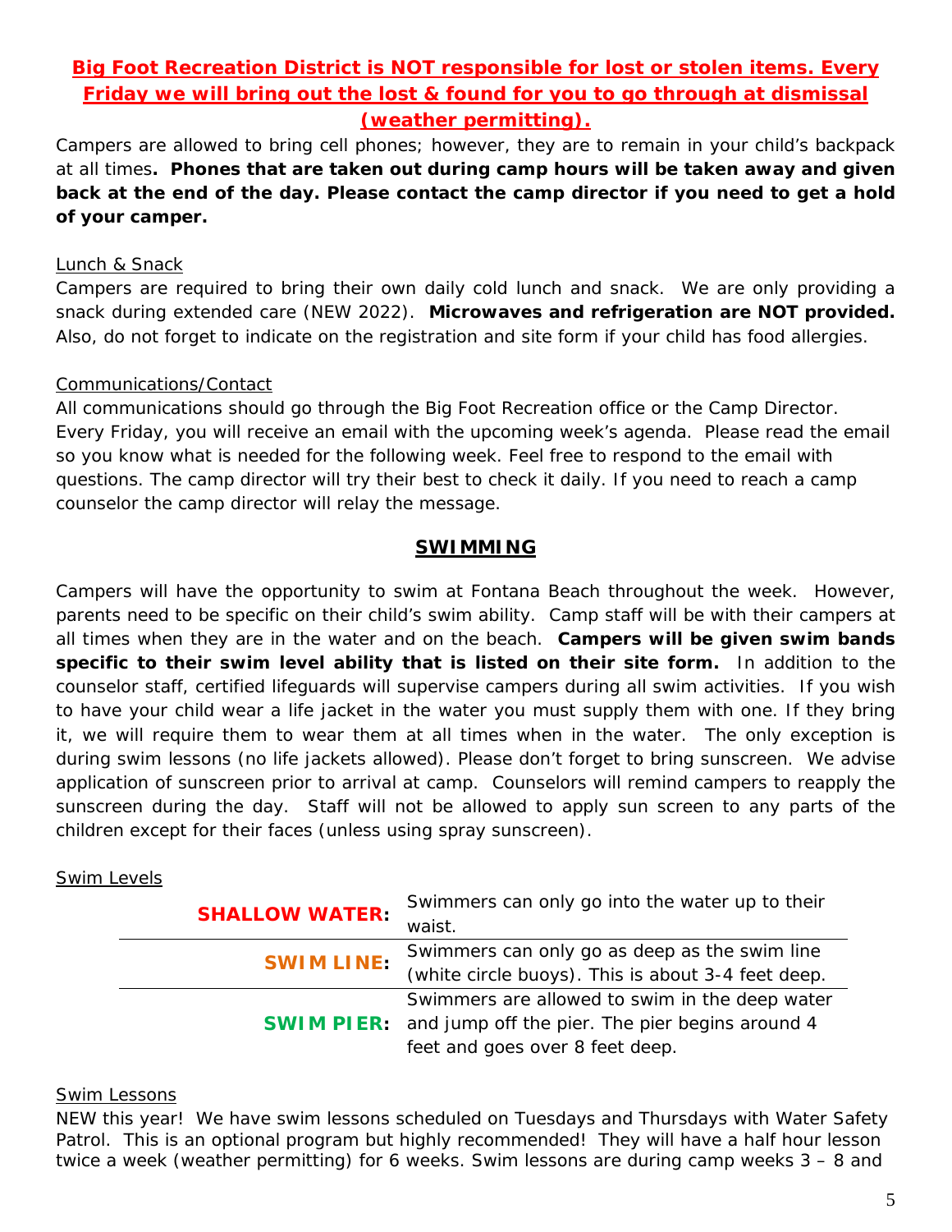**Big Foot Recreation District is NOT responsible for lost or stolen items. Every Friday we will bring out the lost & found for you to go through at dismissal (weather permitting).**

Campers are allowed to bring cell phones; however, they are to remain in your child's backpack at all times**. Phones that are taken out during camp hours will be taken away and given back at the end of the day. Please contact the camp director if you need to get a hold of your camper.**

Lunch & Snack

Campers are required to bring their own daily cold lunch and snack. We are only providing a snack during extended care (NEW 2022). **Microwaves and refrigeration are NOT provided.** Also, do not forget to indicate on the registration and site form if your child has food allergies.

Communications/Contact

All communications should go through the Big Foot Recreation office or the Camp Director. Every Friday, you will receive an email with the upcoming week's agenda. Please read the email so you know what is needed for the following week. Feel free to respond to the email with questions. The camp director will try their best to check it daily. If you need to reach a camp counselor the camp director will relay the message.

## SWIMMING

Campers will have the opportunity to swim at Fontana Beach throughout the week. However, parents need to be specific on their child's swim ability. Camp staff will be with their campers at all times when they are in the water and on the beach. **Campers will be given swim bands specific to their swim level ability that is listed on their site form.** In addition to the counselor staff, certified lifeguards will supervise campers during all swim activities. If you wish to have your child wear a life jacket in the water you must supply them with one. If they bring it, we will require them to wear them at all times when in the water. The only exception is during swim lessons (no life jackets allowed). Please don't forget to bring sunscreen. We advise application of sunscreen prior to arrival at camp. Counselors will remind campers to reapply the sunscreen during the day. Staff will not be allowed to apply sun screen to any parts of the children except for their faces (unless using spray sunscreen).

Swim Levels

| | |
|---|---|
| **SHALLOW WATER:** | Swimmers can only go into the water up to their waist. |
| **SWIM LINE:** | Swimmers can only go as deep as the swim line (white circle buoys). This is about 3-4 feet deep. |
| **SWIM PIER:** | Swimmers are allowed to swim in the deep water and jump off the pier. The pier begins around 4 feet and goes over 8 feet deep. |

Swim Lessons

NEW this year! We have swim lessons scheduled on Tuesdays and Thursdays with Water Safety Patrol. This is an optional program but highly recommended! They will have a half hour lesson twice a week (weather permitting) for 6 weeks. Swim lessons are during camp weeks 3 – 8 and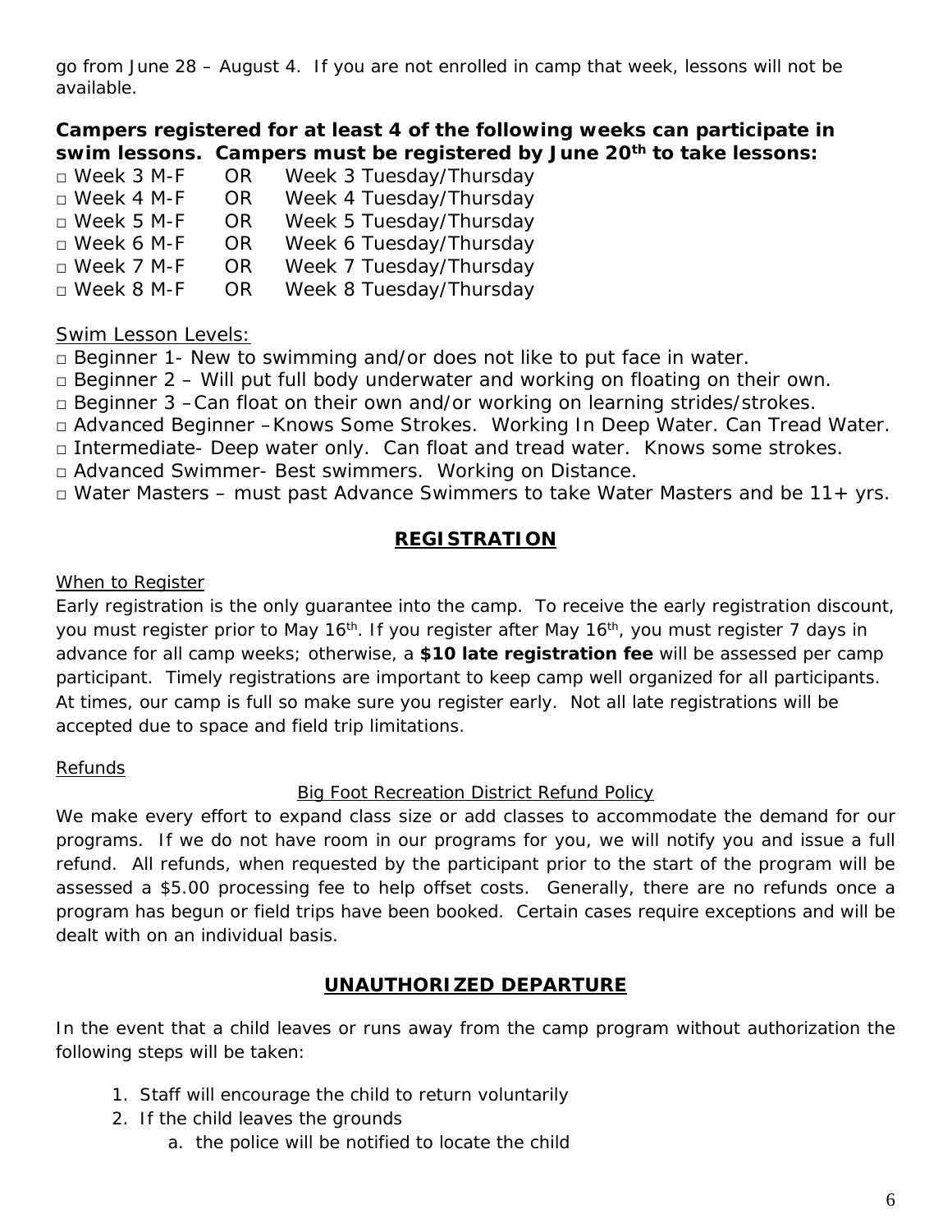go from June 28 – August 4. If you are not enrolled in camp that week, lessons will not be available.

**Campers registered for at least 4 of the following weeks can participate in swim lessons. Campers must be registered by June 20th to take lessons:**

□ Week 3 M-F OR Week 3 Tuesday/Thursday
□ Week 4 M-F OR Week 4 Tuesday/Thursday
□ Week 5 M-F OR Week 5 Tuesday/Thursday
□ Week 6 M-F OR Week 6 Tuesday/Thursday
□ Week 7 M-F OR Week 7 Tuesday/Thursday
□ Week 8 M-F OR Week 8 Tuesday/Thursday

<u>Swim Lesson Levels:</u>

□ Beginner 1- New to swimming and/or does not like to put face in water.
□ Beginner 2 – Will put full body underwater and working on floating on their own.
□ Beginner 3 –Can float on their own and/or working on learning strides/strokes.
□ Advanced Beginner –Knows Some Strokes. Working In Deep Water. Can Tread Water.
□ Intermediate- Deep water only. Can float and tread water. Knows some strokes.
□ Advanced Swimmer- Best swimmers. Working on Distance.
□ Water Masters – must past Advance Swimmers to take Water Masters and be 11+ yrs.

## REGISTRATION

<u>When to Register</u>

Early registration is the only guarantee into the camp. To receive the early registration discount, you must register prior to May 16th. If you register after May 16th, you must register 7 days in advance for all camp weeks; otherwise, a **$10 late registration fee** will be assessed per camp participant. Timely registrations are important to keep camp well organized for all participants. At times, our camp is full so make sure you register early. Not all late registrations will be accepted due to space and field trip limitations.

<u>Refunds</u>

<u>Big Foot Recreation District Refund Policy</u>

We make every effort to expand class size or add classes to accommodate the demand for our programs. If we do not have room in our programs for you, we will notify you and issue a full refund. All refunds, when requested by the participant prior to the start of the program will be assessed a $5.00 processing fee to help offset costs. Generally, there are no refunds once a program has begun or field trips have been booked. Certain cases require exceptions and will be dealt with on an individual basis.

## UNAUTHORIZED DEPARTURE

In the event that a child leaves or runs away from the camp program without authorization the following steps will be taken:

1. Staff will encourage the child to return voluntarily
2. If the child leaves the grounds
    a. the police will be notified to locate the child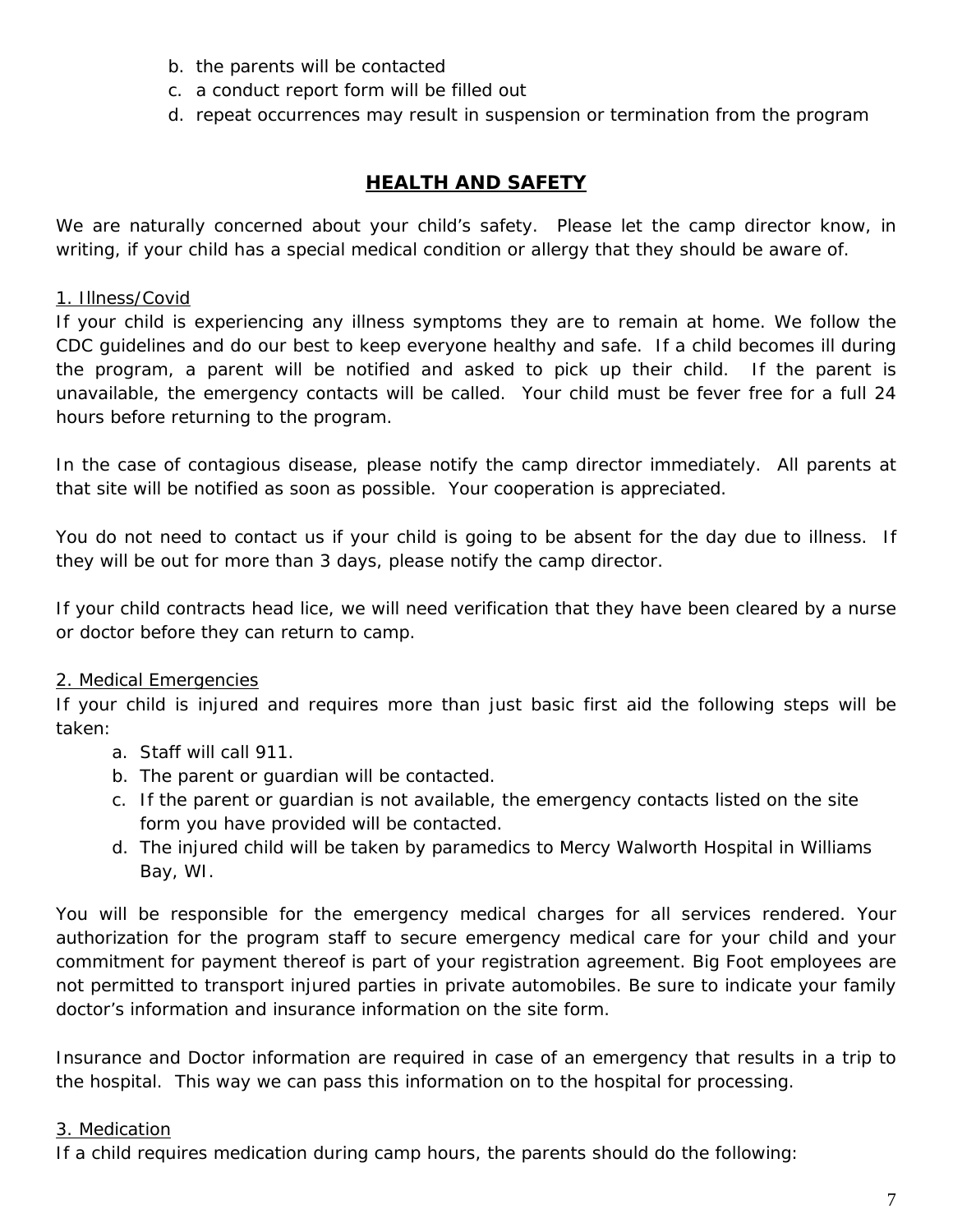b. the parents will be contacted
c. a conduct report form will be filled out
d. repeat occurrences may result in suspension or termination from the program

## HEALTH AND SAFETY

We are naturally concerned about your child's safety. Please let the camp director know, in writing, if your child has a special medical condition or allergy that they should be aware of.

1. Illness/Covid

If your child is experiencing any illness symptoms they are to remain at home. We follow the CDC guidelines and do our best to keep everyone healthy and safe. If a child becomes ill during the program, a parent will be notified and asked to pick up their child. If the parent is unavailable, the emergency contacts will be called. Your child must be fever free for a full 24 hours before returning to the program.

In the case of contagious disease, please notify the camp director immediately. All parents at that site will be notified as soon as possible. Your cooperation is appreciated.

You do not need to contact us if your child is going to be absent for the day due to illness. If they will be out for more than 3 days, please notify the camp director.

If your child contracts head lice, we will need verification that they have been cleared by a nurse or doctor before they can return to camp.

2. Medical Emergencies

If your child is injured and requires more than just basic first aid the following steps will be taken:

a. Staff will call 911.
b. The parent or guardian will be contacted.
c. If the parent or guardian is not available, the emergency contacts listed on the site form you have provided will be contacted.
d. The injured child will be taken by paramedics to Mercy Walworth Hospital in Williams Bay, WI.

You will be responsible for the emergency medical charges for all services rendered. Your authorization for the program staff to secure emergency medical care for your child and your commitment for payment thereof is part of your registration agreement. Big Foot employees are not permitted to transport injured parties in private automobiles. Be sure to indicate your family doctor's information and insurance information on the site form.

Insurance and Doctor information are required in case of an emergency that results in a trip to the hospital. This way we can pass this information on to the hospital for processing.

3. Medication

If a child requires medication during camp hours, the parents should do the following: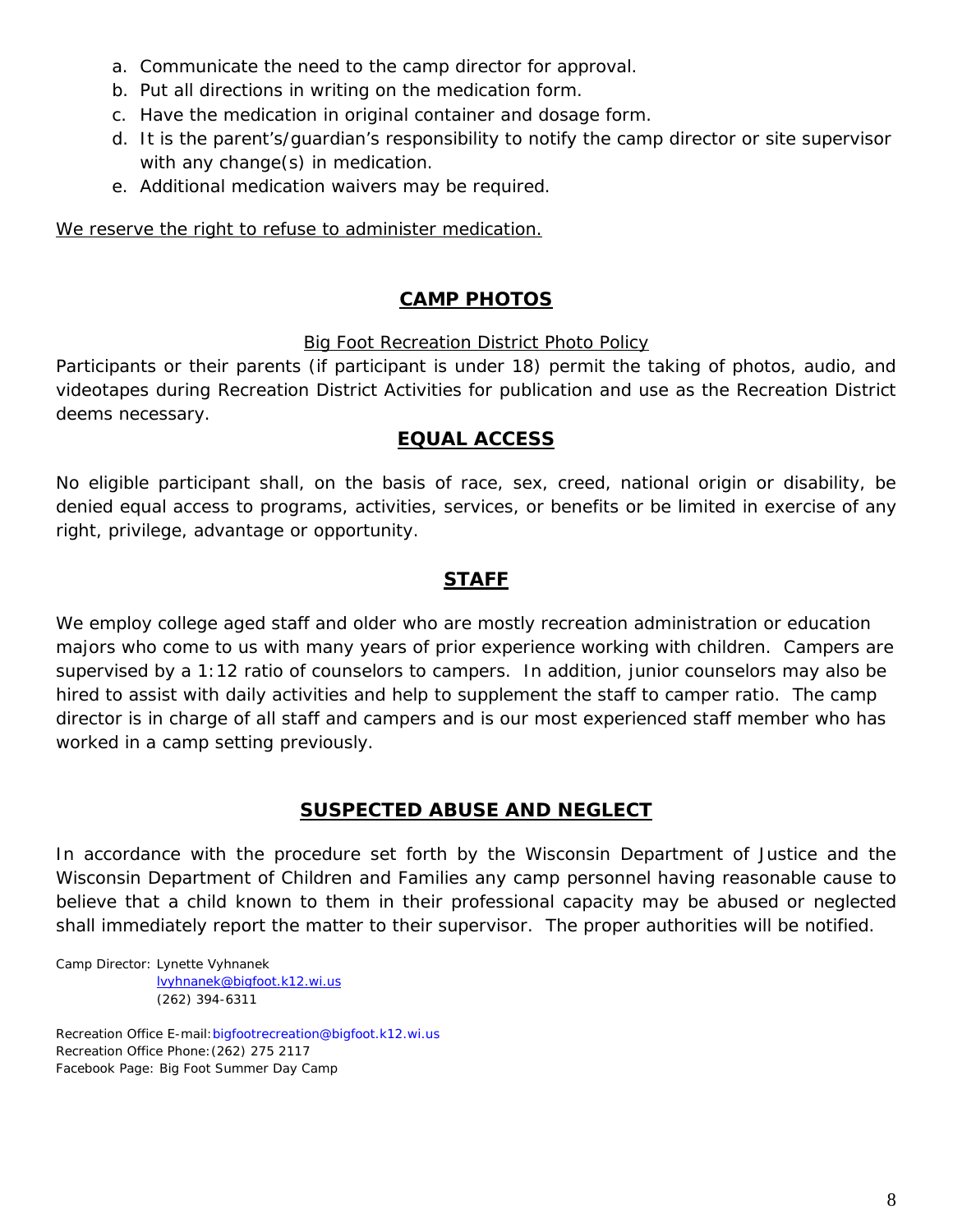a. Communicate the need to the camp director for approval.
b. Put all directions in writing on the medication form.
c. Have the medication in original container and dosage form.
d. It is the parent's/guardian's responsibility to notify the camp director or site supervisor with any change(s) in medication.
e. Additional medication waivers may be required.

We reserve the right to refuse to administer medication.

## CAMP PHOTOS

Big Foot Recreation District Photo Policy

Participants or their parents (if participant is under 18) permit the taking of photos, audio, and videotapes during Recreation District Activities for publication and use as the Recreation District deems necessary.

## EQUAL ACCESS

No eligible participant shall, on the basis of race, sex, creed, national origin or disability, be denied equal access to programs, activities, services, or benefits or be limited in exercise of any right, privilege, advantage or opportunity.

## STAFF

We employ college aged staff and older who are mostly recreation administration or education majors who come to us with many years of prior experience working with children. Campers are supervised by a 1:12 ratio of counselors to campers. In addition, junior counselors may also be hired to assist with daily activities and help to supplement the staff to camper ratio. The camp director is in charge of all staff and campers and is our most experienced staff member who has worked in a camp setting previously.

## SUSPECTED ABUSE AND NEGLECT

In accordance with the procedure set forth by the Wisconsin Department of Justice and the Wisconsin Department of Children and Families any camp personnel having reasonable cause to believe that a child known to them in their professional capacity may be abused or neglected shall immediately report the matter to their supervisor. The proper authorities will be notified.

Camp Director: Lynette Vyhnanek
lvyhnanek@bigfoot.k12.wi.us
(262) 394-6311

Recreation Office E-mail: bigfootrecreation@bigfoot.k12.wi.us
Recreation Office Phone: (262) 275 2117
Facebook Page: Big Foot Summer Day Camp